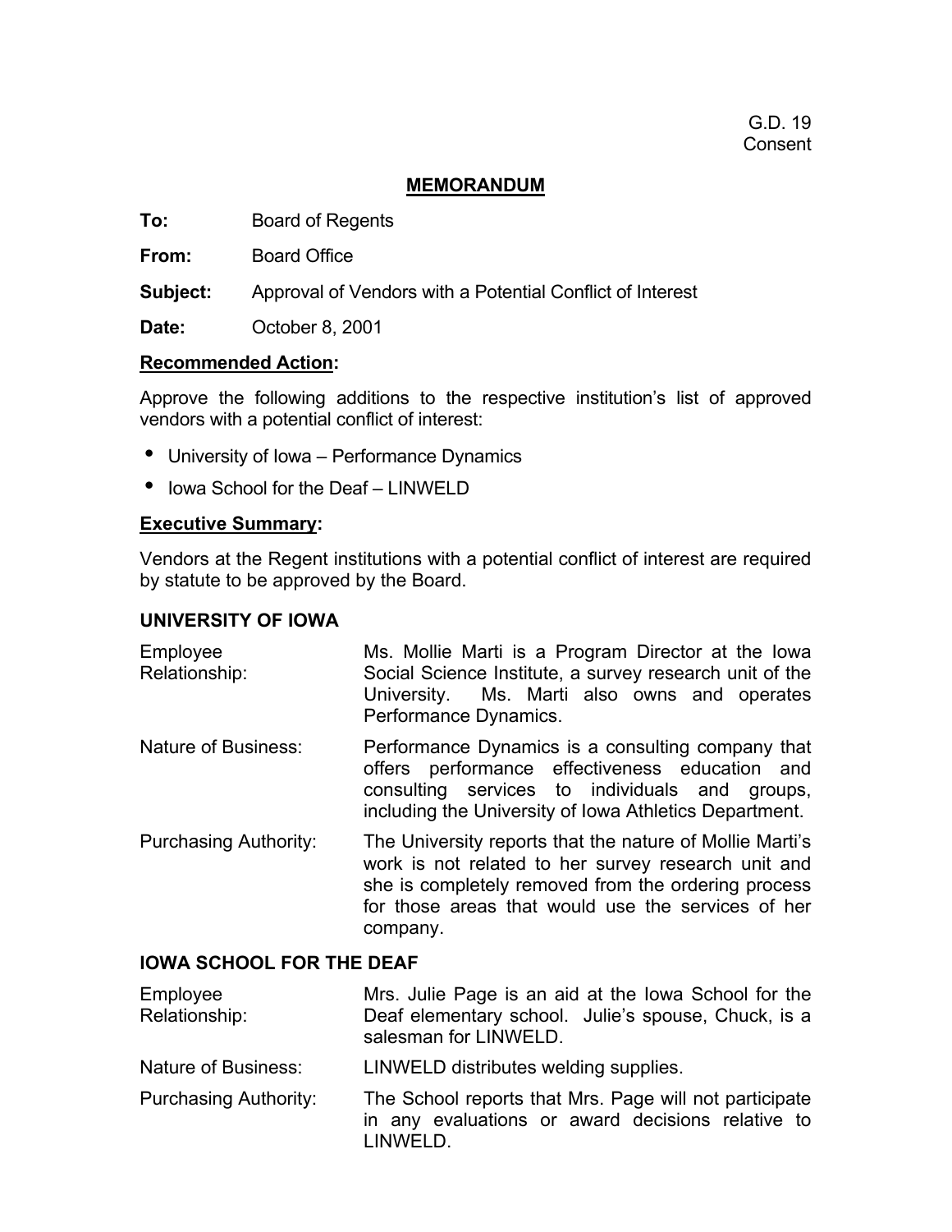G.D. 19
Consent

## MEMORANDUM

**To:** Board of Regents

**From:** Board Office

**Subject:** Approval of Vendors with a Potential Conflict of Interest

**Date:** October 8, 2001

**Recommended Action:**

Approve the following additions to the respective institution's list of approved vendors with a potential conflict of interest:

- University of Iowa – Performance Dynamics
- Iowa School for the Deaf – LINWELD

**Executive Summary:**

Vendors at the Regent institutions with a potential conflict of interest are required by statute to be approved by the Board.

### UNIVERSITY OF IOWA

| | |
|---|---|
| Employee Relationship: | Ms. Mollie Marti is a Program Director at the Iowa Social Science Institute, a survey research unit of the University. Ms. Marti also owns and operates Performance Dynamics. |
| Nature of Business: | Performance Dynamics is a consulting company that offers performance effectiveness education and consulting services to individuals and groups, including the University of Iowa Athletics Department. |
| Purchasing Authority: | The University reports that the nature of Mollie Marti's work is not related to her survey research unit and she is completely removed from the ordering process for those areas that would use the services of her company. |

### IOWA SCHOOL FOR THE DEAF

| | |
|---|---|
| Employee Relationship: | Mrs. Julie Page is an aid at the Iowa School for the Deaf elementary school. Julie's spouse, Chuck, is a salesman for LINWELD. |
| Nature of Business: | LINWELD distributes welding supplies. |
| Purchasing Authority: | The School reports that Mrs. Page will not participate in any evaluations or award decisions relative to LINWELD. |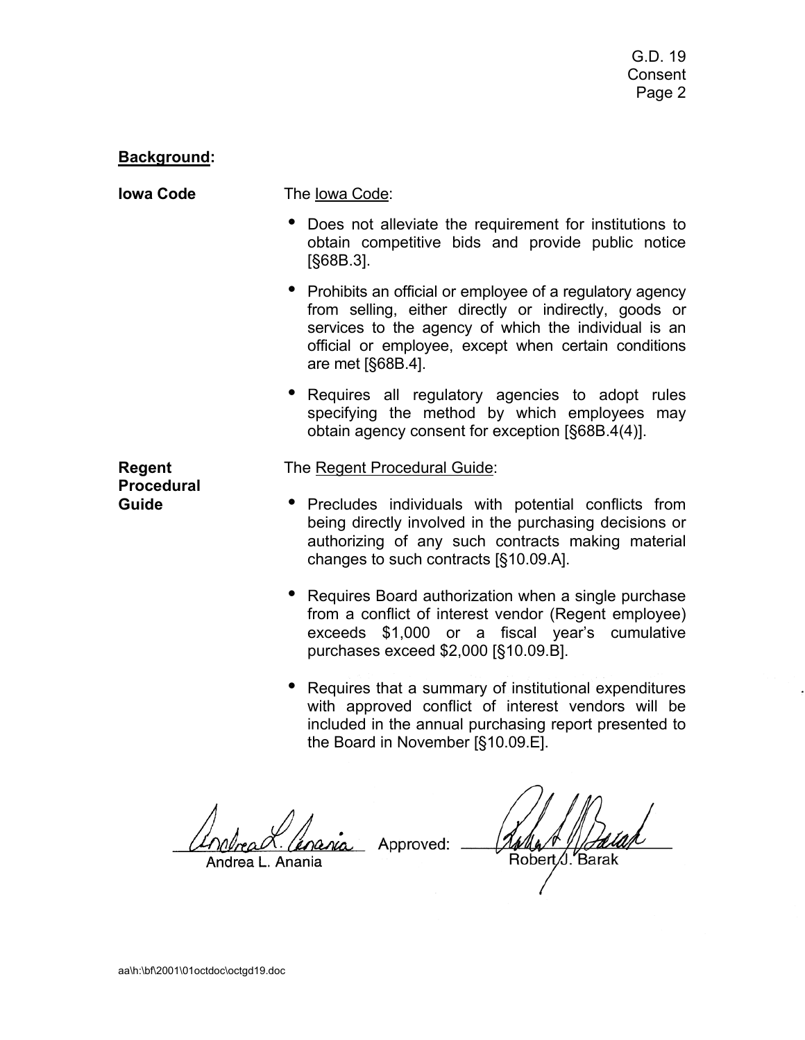**Background:**

**Iowa Code**

The Iowa Code:

- Does not alleviate the requirement for institutions to obtain competitive bids and provide public notice [§68B.3].
- Prohibits an official or employee of a regulatory agency from selling, either directly or indirectly, goods or services to the agency of which the individual is an official or employee, except when certain conditions are met [§68B.4].
- Requires all regulatory agencies to adopt rules specifying the method by which employees may obtain agency consent for exception [§68B.4(4)].

**Regent Procedural Guide**

The Regent Procedural Guide:

- Precludes individuals with potential conflicts from being directly involved in the purchasing decisions or authorizing of any such contracts making material changes to such contracts [§10.09.A].
- Requires Board authorization when a single purchase from a conflict of interest vendor (Regent employee) exceeds $1,000 or a fiscal year's cumulative purchases exceed $2,000 [§10.09.B].
- Requires that a summary of institutional expenditures with approved conflict of interest vendors will be included in the annual purchasing report presented to the Board in November [§10.09.E].

Andrea L. Anania

Approved: Robert J. Barak

aa\h:\bf\2001\01octdoc\octgd19.doc